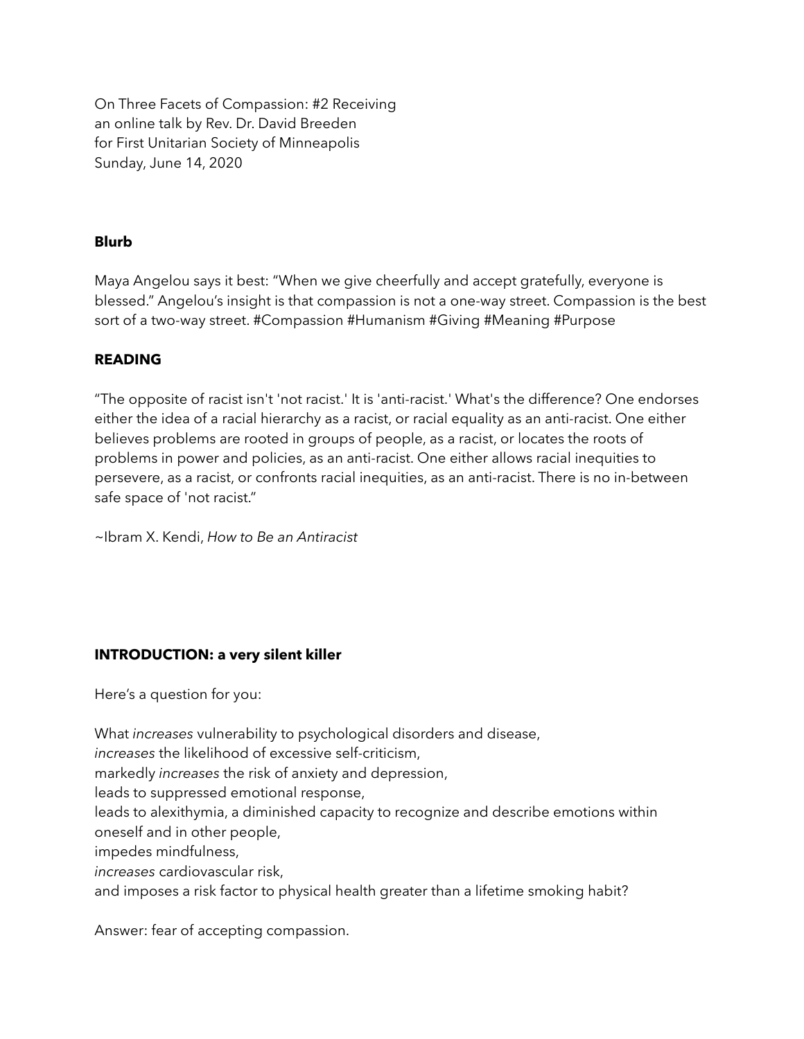On Three Facets of Compassion: #2 Receiving
an online talk by Rev. Dr. David Breeden
for First Unitarian Society of Minneapolis
Sunday, June 14, 2020

**Blurb**

Maya Angelou says it best: "When we give cheerfully and accept gratefully, everyone is blessed." Angelou's insight is that compassion is not a one-way street. Compassion is the best sort of a two-way street. #Compassion #Humanism #Giving #Meaning #Purpose

**READING**

"The opposite of racist isn't 'not racist.' It is 'anti-racist.' What's the difference? One endorses either the idea of a racial hierarchy as a racist, or racial equality as an anti-racist. One either believes problems are rooted in groups of people, as a racist, or locates the roots of problems in power and policies, as an anti-racist. One either allows racial inequities to persevere, as a racist, or confronts racial inequities, as an anti-racist. There is no in-between safe space of 'not racist."

~Ibram X. Kendi, *How to Be an Antiracist*

**INTRODUCTION: a very silent killer**

Here's a question for you:

What *increases* vulnerability to psychological disorders and disease,
*increases* the likelihood of excessive self-criticism,
markedly *increases* the risk of anxiety and depression,
leads to suppressed emotional response,
leads to alexithymia, a diminished capacity to recognize and describe emotions within oneself and in other people,
impedes mindfulness,
*increases* cardiovascular risk,
and imposes a risk factor to physical health greater than a lifetime smoking habit?

Answer: fear of accepting compassion.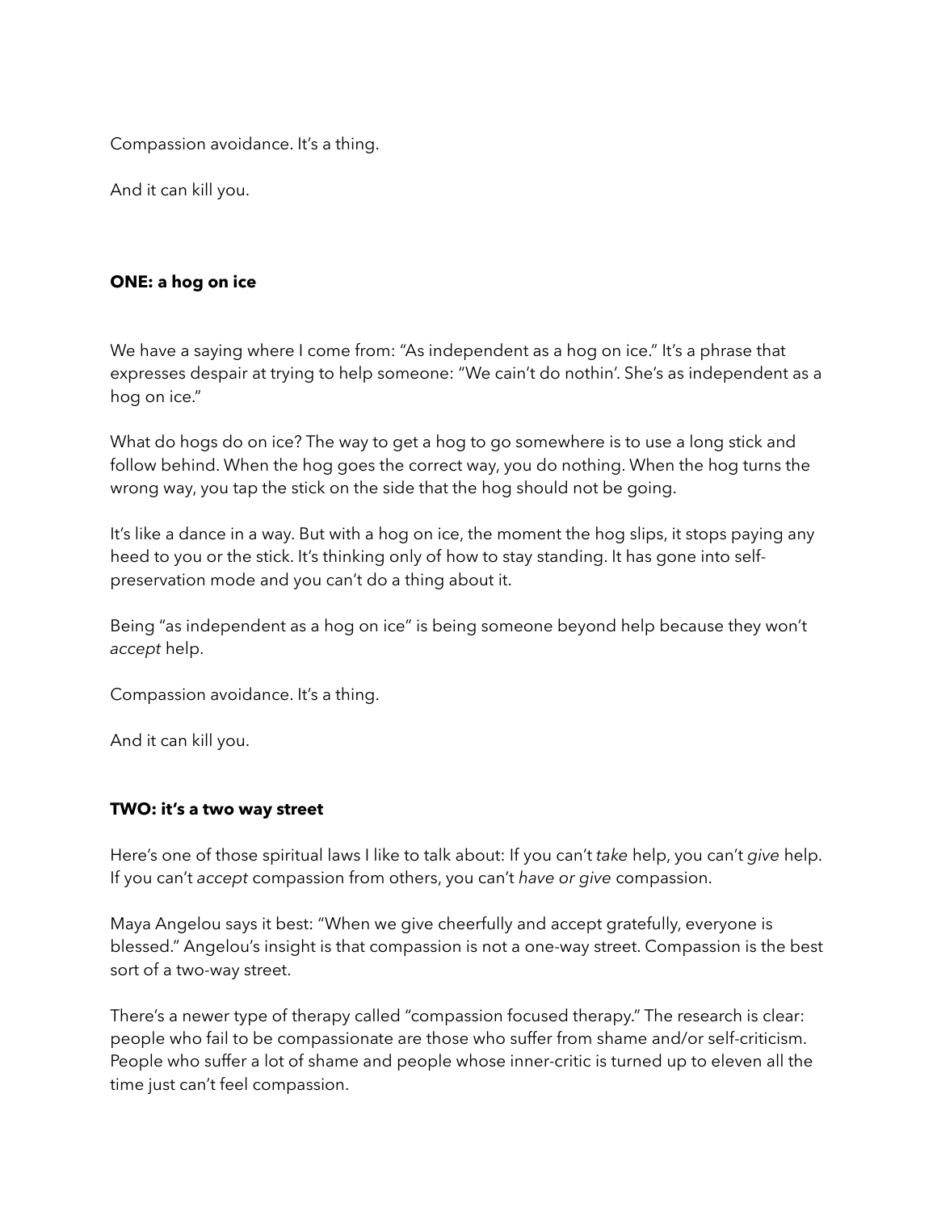Compassion avoidance. It's a thing.

And it can kill you.

**ONE: a hog on ice**

We have a saying where I come from: "As independent as a hog on ice." It's a phrase that expresses despair at trying to help someone: "We cain't do nothin'. She's as independent as a hog on ice."

What do hogs do on ice? The way to get a hog to go somewhere is to use a long stick and follow behind. When the hog goes the correct way, you do nothing. When the hog turns the wrong way, you tap the stick on the side that the hog should not be going.

It's like a dance in a way. But with a hog on ice, the moment the hog slips, it stops paying any heed to you or the stick. It's thinking only of how to stay standing. It has gone into self-preservation mode and you can't do a thing about it.

Being "as independent as a hog on ice" is being someone beyond help because they won't *accept* help.

Compassion avoidance. It's a thing.

And it can kill you.

**TWO: it's a two way street**

Here's one of those spiritual laws I like to talk about: If you can't *take* help, you can't *give* help. If you can't *accept* compassion from others, you can't *have or give* compassion.

Maya Angelou says it best: "When we give cheerfully and accept gratefully, everyone is blessed." Angelou's insight is that compassion is not a one-way street. Compassion is the best sort of a two-way street.

There's a newer type of therapy called "compassion focused therapy." The research is clear: people who fail to be compassionate are those who suffer from shame and/or self-criticism. People who suffer a lot of shame and people whose inner-critic is turned up to eleven all the time just can't feel compassion.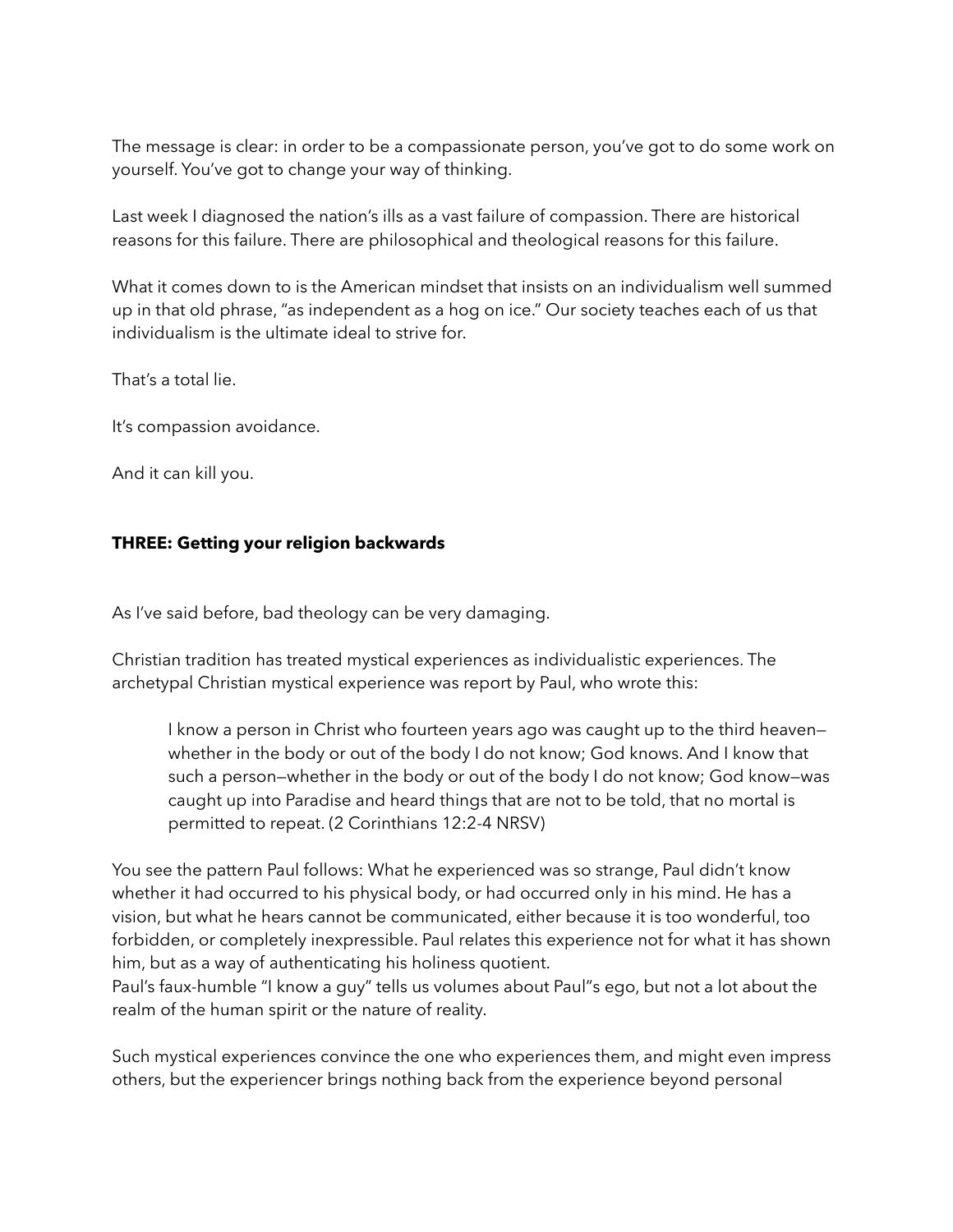The message is clear: in order to be a compassionate person, you've got to do some work on yourself. You've got to change your way of thinking.

Last week I diagnosed the nation's ills as a vast failure of compassion. There are historical reasons for this failure. There are philosophical and theological reasons for this failure.

What it comes down to is the American mindset that insists on an individualism well summed up in that old phrase, "as independent as a hog on ice." Our society teaches each of us that individualism is the ultimate ideal to strive for.

That's a total lie.

It's compassion avoidance.

And it can kill you.

**THREE: Getting your religion backwards**

As I've said before, bad theology can be very damaging.

Christian tradition has treated mystical experiences as individualistic experiences. The archetypal Christian mystical experience was report by Paul, who wrote this:

> I know a person in Christ who fourteen years ago was caught up to the third heaven—whether in the body or out of the body I do not know; God knows. And I know that such a person—whether in the body or out of the body I do not know; God know—was caught up into Paradise and heard things that are not to be told, that no mortal is permitted to repeat. (2 Corinthians 12:2-4 NRSV)

You see the pattern Paul follows: What he experienced was so strange, Paul didn't know whether it had occurred to his physical body, or had occurred only in his mind. He has a vision, but what he hears cannot be communicated, either because it is too wonderful, too forbidden, or completely inexpressible. Paul relates this experience not for what it has shown him, but as a way of authenticating his holiness quotient.
Paul's faux-humble "I know a guy" tells us volumes about Paul"s ego, but not a lot about the realm of the human spirit or the nature of reality.

Such mystical experiences convince the one who experiences them, and might even impress others, but the experiencer brings nothing back from the experience beyond personal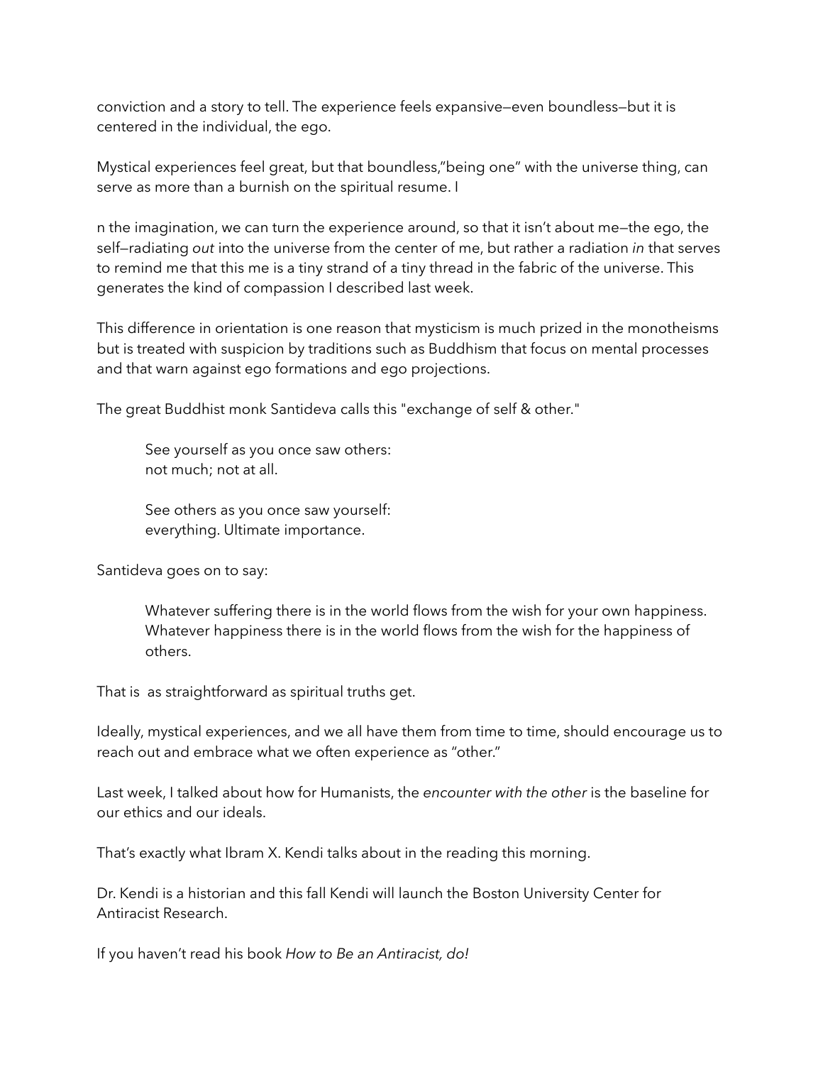conviction and a story to tell. The experience feels expansive—even boundless—but it is centered in the individual, the ego.

Mystical experiences feel great, but that boundless,"being one" with the universe thing, can serve as more than a burnish on the spiritual resume. I

n the imagination, we can turn the experience around, so that it isn't about me—the ego, the self—radiating *out* into the universe from the center of me, but rather a radiation *in* that serves to remind me that this me is a tiny strand of a tiny thread in the fabric of the universe. This generates the kind of compassion I described last week.

This difference in orientation is one reason that mysticism is much prized in the monotheisms but is treated with suspicion by traditions such as Buddhism that focus on mental processes and that warn against ego formations and ego projections.

The great Buddhist monk Santideva calls this "exchange of self & other."

> See yourself as you once saw others:
> not much; not at all.
>
> See others as you once saw yourself:
> everything. Ultimate importance.

Santideva goes on to say:

> Whatever suffering there is in the world flows from the wish for your own happiness. Whatever happiness there is in the world flows from the wish for the happiness of others.

That is as straightforward as spiritual truths get.

Ideally, mystical experiences, and we all have them from time to time, should encourage us to reach out and embrace what we often experience as "other."

Last week, I talked about how for Humanists, the *encounter with the other* is the baseline for our ethics and our ideals.

That's exactly what Ibram X. Kendi talks about in the reading this morning.

Dr. Kendi is a historian and this fall Kendi will launch the Boston University Center for Antiracist Research.

If you haven't read his book *How to Be an Antiracist, do!*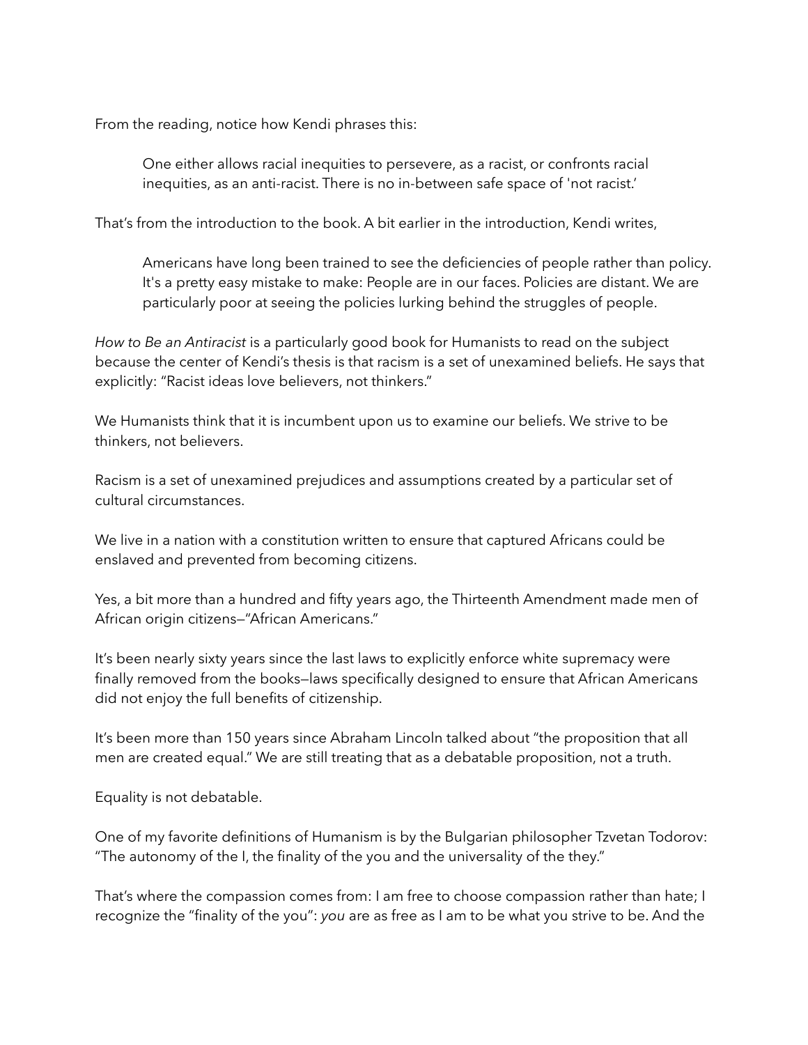From the reading, notice how Kendi phrases this:

> One either allows racial inequities to persevere, as a racist, or confronts racial inequities, as an anti-racist. There is no in-between safe space of 'not racist.'

That's from the introduction to the book. A bit earlier in the introduction, Kendi writes,

> Americans have long been trained to see the deficiencies of people rather than policy. It's a pretty easy mistake to make: People are in our faces. Policies are distant. We are particularly poor at seeing the policies lurking behind the struggles of people.

*How to Be an Antiracist* is a particularly good book for Humanists to read on the subject because the center of Kendi's thesis is that racism is a set of unexamined beliefs. He says that explicitly: "Racist ideas love believers, not thinkers."

We Humanists think that it is incumbent upon us to examine our beliefs. We strive to be thinkers, not believers.

Racism is a set of unexamined prejudices and assumptions created by a particular set of cultural circumstances.

We live in a nation with a constitution written to ensure that captured Africans could be enslaved and prevented from becoming citizens.

Yes, a bit more than a hundred and fifty years ago, the Thirteenth Amendment made men of African origin citizens—"African Americans."

It's been nearly sixty years since the last laws to explicitly enforce white supremacy were finally removed from the books—laws specifically designed to ensure that African Americans did not enjoy the full benefits of citizenship.

It's been more than 150 years since Abraham Lincoln talked about "the proposition that all men are created equal." We are still treating that as a debatable proposition, not a truth.

Equality is not debatable.

One of my favorite definitions of Humanism is by the Bulgarian philosopher Tzvetan Todorov: "The autonomy of the I, the finality of the you and the universality of the they."

That's where the compassion comes from: I am free to choose compassion rather than hate; I recognize the "finality of the you": *you* are as free as I am to be what you strive to be. And the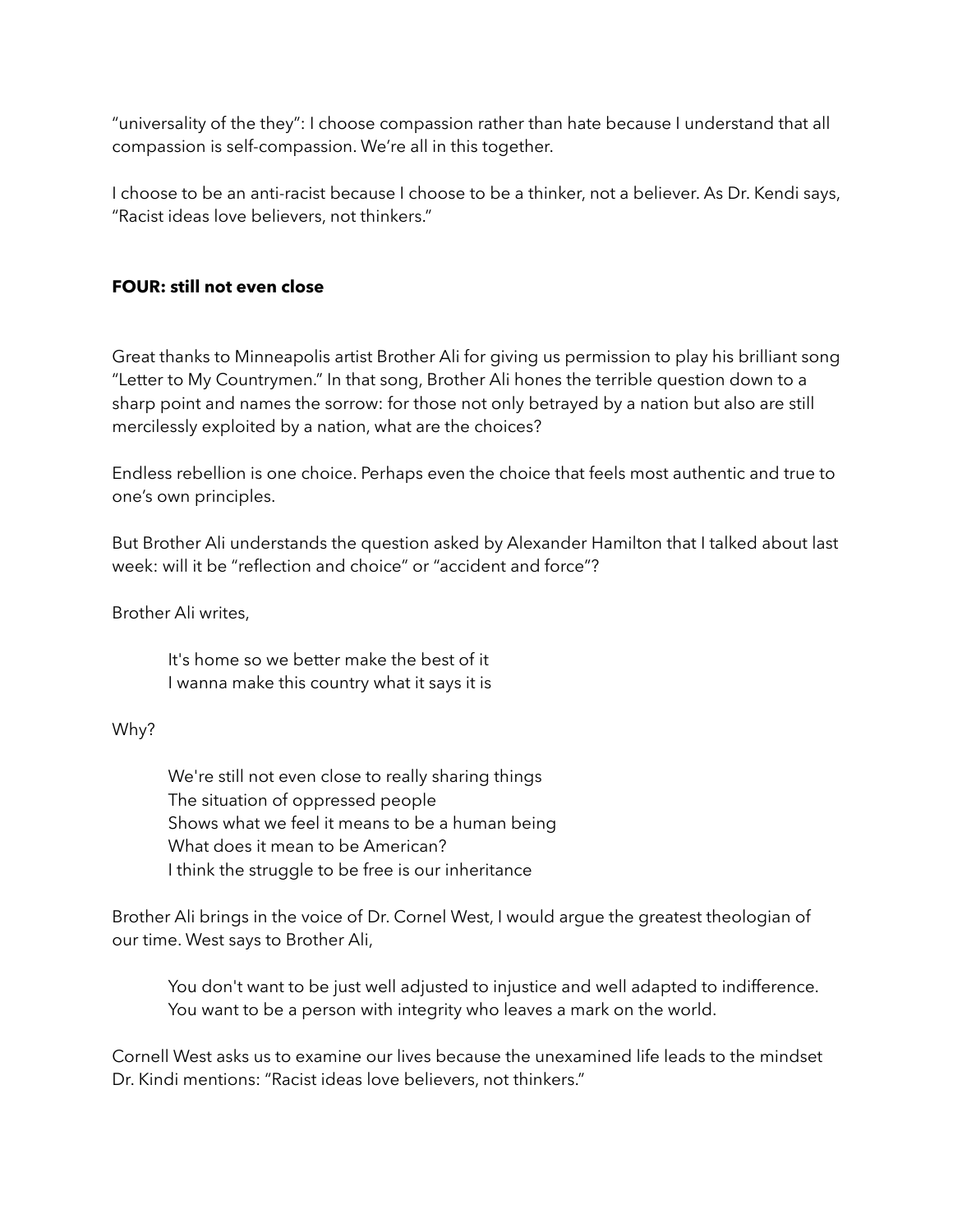"universality of the they": I choose compassion rather than hate because I understand that all compassion is self-compassion. We're all in this together.

I choose to be an anti-racist because I choose to be a thinker, not a believer. As Dr. Kendi says, "Racist ideas love believers, not thinkers."

**FOUR: still not even close**

Great thanks to Minneapolis artist Brother Ali for giving us permission to play his brilliant song "Letter to My Countrymen." In that song, Brother Ali hones the terrible question down to a sharp point and names the sorrow: for those not only betrayed by a nation but also are still mercilessly exploited by a nation, what are the choices?

Endless rebellion is one choice. Perhaps even the choice that feels most authentic and true to one's own principles.

But Brother Ali understands the question asked by Alexander Hamilton that I talked about last week: will it be "reflection and choice" or "accident and force"?

Brother Ali writes,

> It's home so we better make the best of it
> I wanna make this country what it says it is

Why?

> We're still not even close to really sharing things
> The situation of oppressed people
> Shows what we feel it means to be a human being
> What does it mean to be American?
> I think the struggle to be free is our inheritance

Brother Ali brings in the voice of Dr. Cornel West, I would argue the greatest theologian of our time. West says to Brother Ali,

> You don't want to be just well adjusted to injustice and well adapted to indifference. You want to be a person with integrity who leaves a mark on the world.

Cornell West asks us to examine our lives because the unexamined life leads to the mindset Dr. Kindi mentions: "Racist ideas love believers, not thinkers."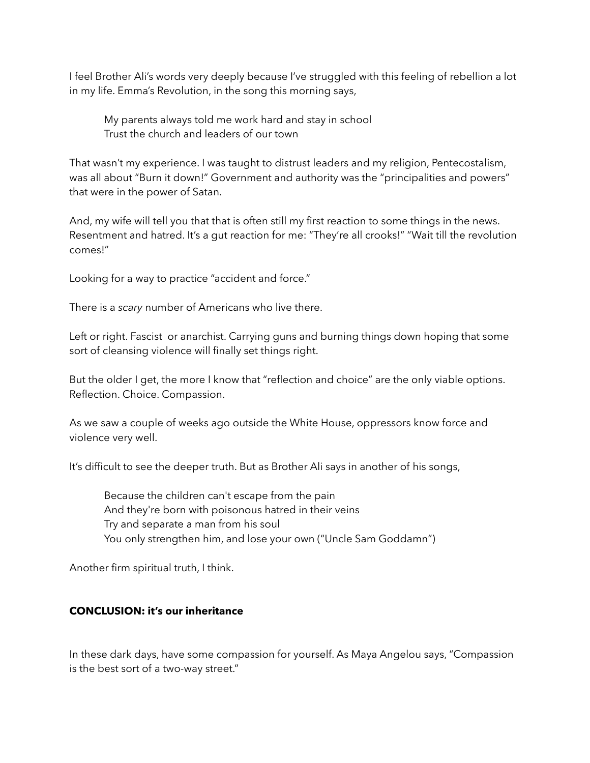I feel Brother Ali's words very deeply because I've struggled with this feeling of rebellion a lot in my life. Emma's Revolution, in the song this morning says,

> My parents always told me work hard and stay in school
> Trust the church and leaders of our town

That wasn't my experience. I was taught to distrust leaders and my religion, Pentecostalism, was all about "Burn it down!" Government and authority was the "principalities and powers" that were in the power of Satan.

And, my wife will tell you that that is often still my first reaction to some things in the news. Resentment and hatred. It's a gut reaction for me: "They're all crooks!" "Wait till the revolution comes!"

Looking for a way to practice "accident and force."

There is a *scary* number of Americans who live there.

Left or right. Fascist or anarchist. Carrying guns and burning things down hoping that some sort of cleansing violence will finally set things right.

But the older I get, the more I know that "reflection and choice" are the only viable options. Reflection. Choice. Compassion.

As we saw a couple of weeks ago outside the White House, oppressors know force and violence very well.

It's difficult to see the deeper truth. But as Brother Ali says in another of his songs,

> Because the children can't escape from the pain
> And they're born with poisonous hatred in their veins
> Try and separate a man from his soul
> You only strengthen him, and lose your own ("Uncle Sam Goddamn")

Another firm spiritual truth, I think.

**CONCLUSION: it's our inheritance**

In these dark days, have some compassion for yourself. As Maya Angelou says, "Compassion is the best sort of a two-way street."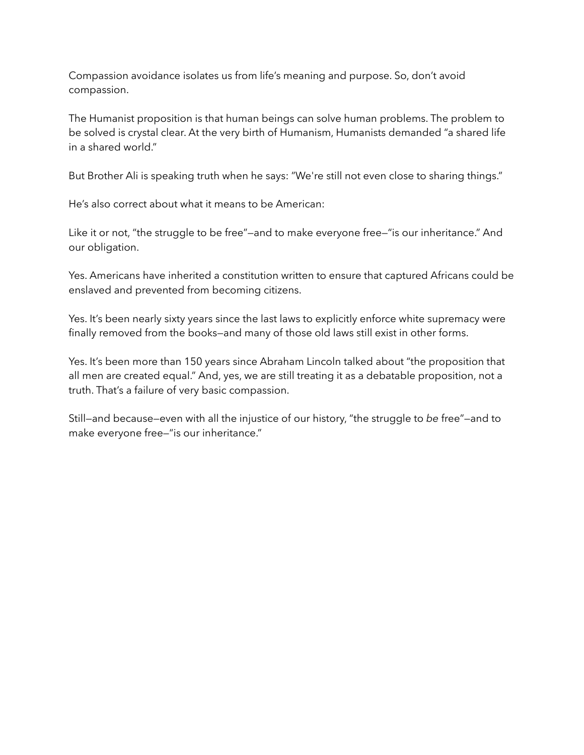Compassion avoidance isolates us from life's meaning and purpose. So, don't avoid compassion.

The Humanist proposition is that human beings can solve human problems. The problem to be solved is crystal clear. At the very birth of Humanism, Humanists demanded "a shared life in a shared world."

But Brother Ali is speaking truth when he says: "We're still not even close to sharing things."

He's also correct about what it means to be American:

Like it or not, "the struggle to be free"—and to make everyone free—"is our inheritance." And our obligation.

Yes. Americans have inherited a constitution written to ensure that captured Africans could be enslaved and prevented from becoming citizens.

Yes. It's been nearly sixty years since the last laws to explicitly enforce white supremacy were finally removed from the books—and many of those old laws still exist in other forms.

Yes. It's been more than 150 years since Abraham Lincoln talked about "the proposition that all men are created equal." And, yes, we are still treating it as a debatable proposition, not a truth. That's a failure of very basic compassion.

Still—and because—even with all the injustice of our history, "the struggle to *be* free"—and to make everyone free—"is our inheritance."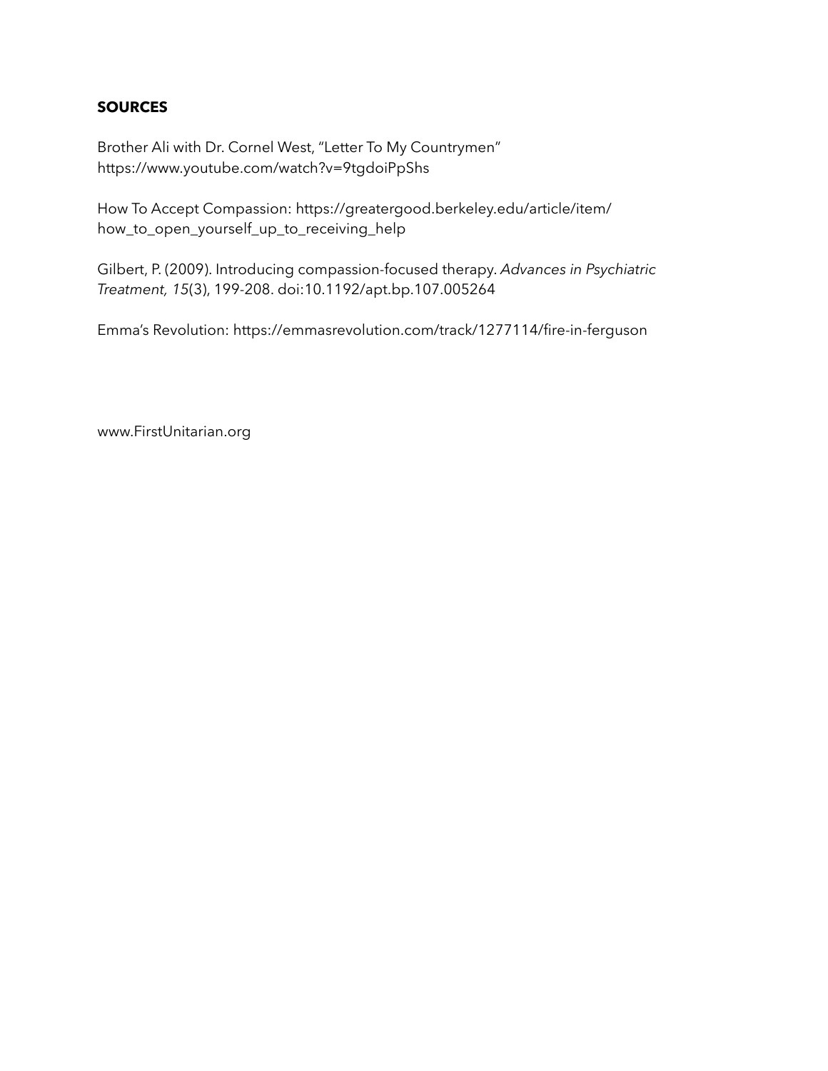**SOURCES**

Brother Ali with Dr. Cornel West, “Letter To My Countrymen” https://www.youtube.com/watch?v=9tgdoiPpShs

How To Accept Compassion: https://greatergood.berkeley.edu/article/item/how_to_open_yourself_up_to_receiving_help

Gilbert, P. (2009). Introducing compassion-focused therapy. *Advances in Psychiatric Treatment, 15*(3), 199-208. doi:10.1192/apt.bp.107.005264

Emma’s Revolution: https://emmasrevolution.com/track/1277114/fire-in-ferguson

www.FirstUnitarian.org